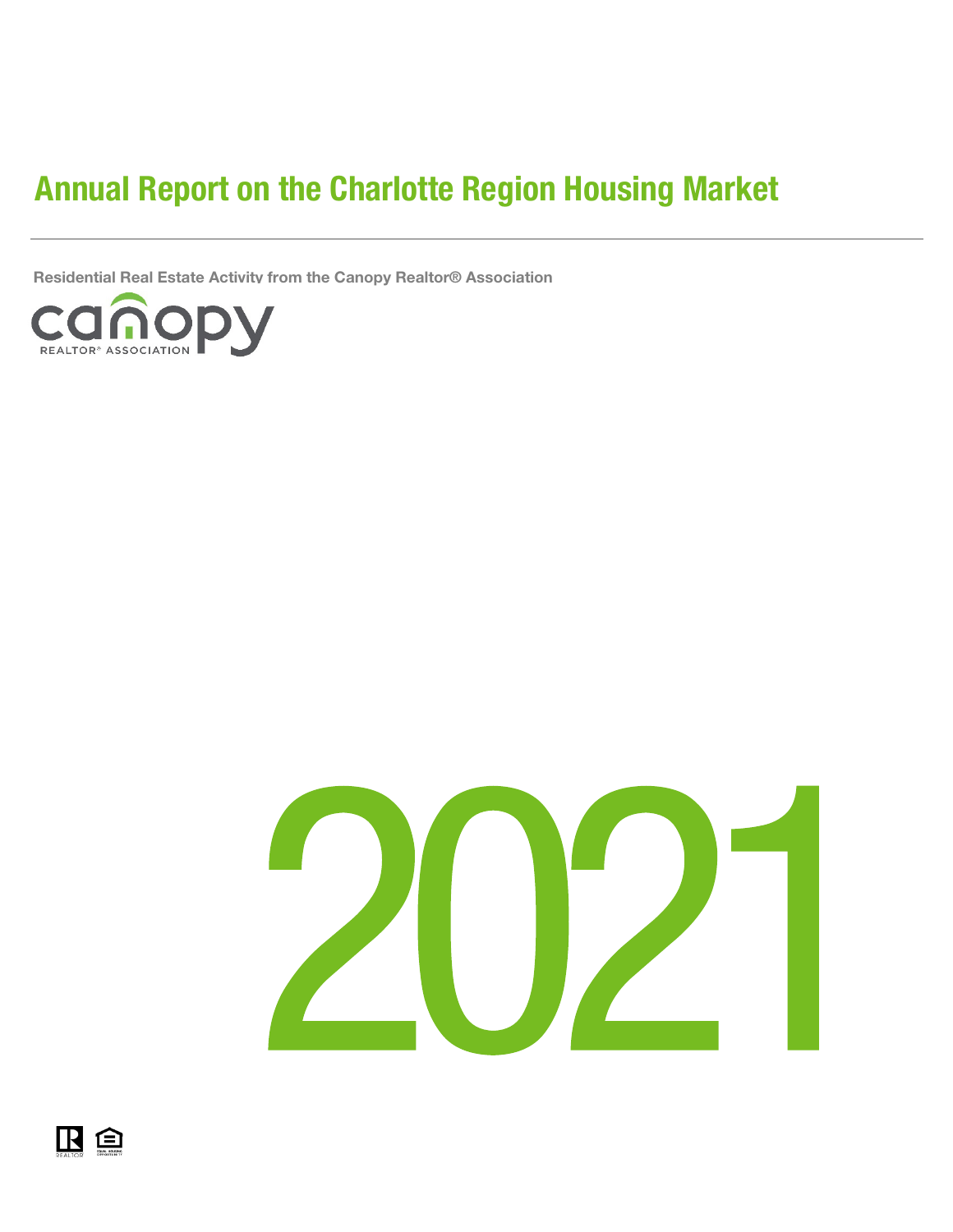# Annual Report on the Charlotte Region Housing Market

Residential Real Estate Activity from the Canopy Realtor® Association

canopy
REALTOR® ASSOCIATION

2021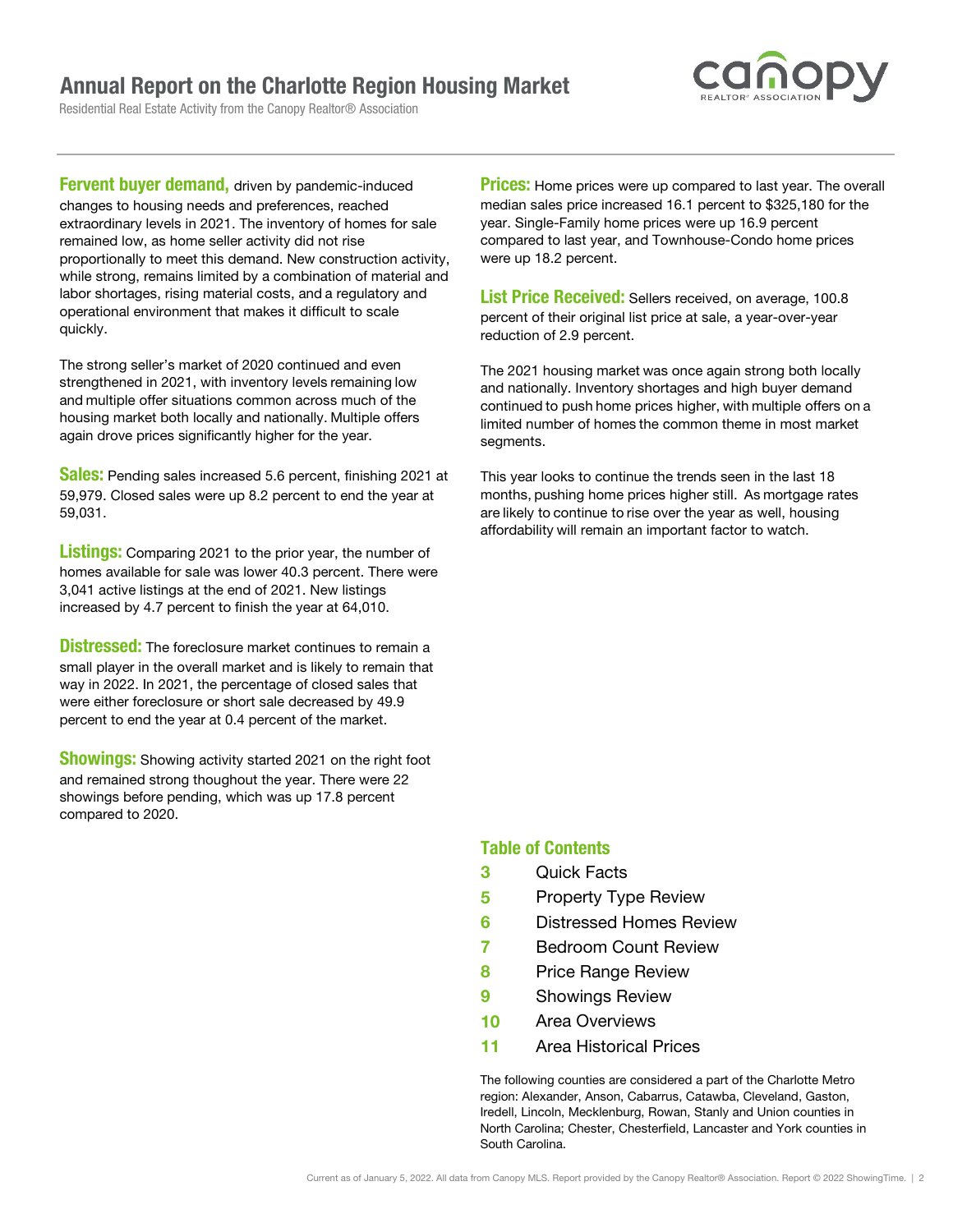# Annual Report on the Charlotte Region Housing Market

Residential Real Estate Activity from the Canopy Realtor® Association

**Fervent buyer demand,** driven by pandemic-induced changes to housing needs and preferences, reached extraordinary levels in 2021. The inventory of homes for sale remained low, as home seller activity did not rise proportionally to meet this demand. New construction activity, while strong, remains limited by a combination of material and labor shortages, rising material costs, and a regulatory and operational environment that makes it difficult to scale quickly.

The strong seller's market of 2020 continued and even strengthened in 2021, with inventory levels remaining low and multiple offer situations common across much of the housing market both locally and nationally. Multiple offers again drove prices significantly higher for the year.

**Sales:** Pending sales increased 5.6 percent, finishing 2021 at 59,979. Closed sales were up 8.2 percent to end the year at 59,031.

**Listings:** Comparing 2021 to the prior year, the number of homes available for sale was lower 40.3 percent. There were 3,041 active listings at the end of 2021. New listings increased by 4.7 percent to finish the year at 64,010.

**Distressed:** The foreclosure market continues to remain a small player in the overall market and is likely to remain that way in 2022. In 2021, the percentage of closed sales that were either foreclosure or short sale decreased by 49.9 percent to end the year at 0.4 percent of the market.

**Showings:** Showing activity started 2021 on the right foot and remained strong thoughout the year. There were 22 showings before pending, which was up 17.8 percent compared to 2020.

**Prices:** Home prices were up compared to last year. The overall median sales price increased 16.1 percent to $325,180 for the year. Single-Family home prices were up 16.9 percent compared to last year, and Townhouse-Condo home prices were up 18.2 percent.

**List Price Received:** Sellers received, on average, 100.8 percent of their original list price at sale, a year-over-year reduction of 2.9 percent.

The 2021 housing market was once again strong both locally and nationally. Inventory shortages and high buyer demand continued to push home prices higher, with multiple offers on a limited number of homes the common theme in most market segments.

This year looks to continue the trends seen in the last 18 months, pushing home prices higher still. As mortgage rates are likely to continue to rise over the year as well, housing affordability will remain an important factor to watch.

## Table of Contents

| | |
|---|---|
| 3 | Quick Facts |
| 5 | Property Type Review |
| 6 | Distressed Homes Review |
| 7 | Bedroom Count Review |
| 8 | Price Range Review |
| 9 | Showings Review |
| 10 | Area Overviews |
| 11 | Area Historical Prices |

The following counties are considered a part of the Charlotte Metro region: Alexander, Anson, Cabarrus, Catawba, Cleveland, Gaston, Iredell, Lincoln, Mecklenburg, Rowan, Stanly and Union counties in North Carolina; Chester, Chesterfield, Lancaster and York counties in South Carolina.

Current as of January 5, 2022. All data from Canopy MLS. Report provided by the Canopy Realtor® Association. Report © 2022 ShowingTime.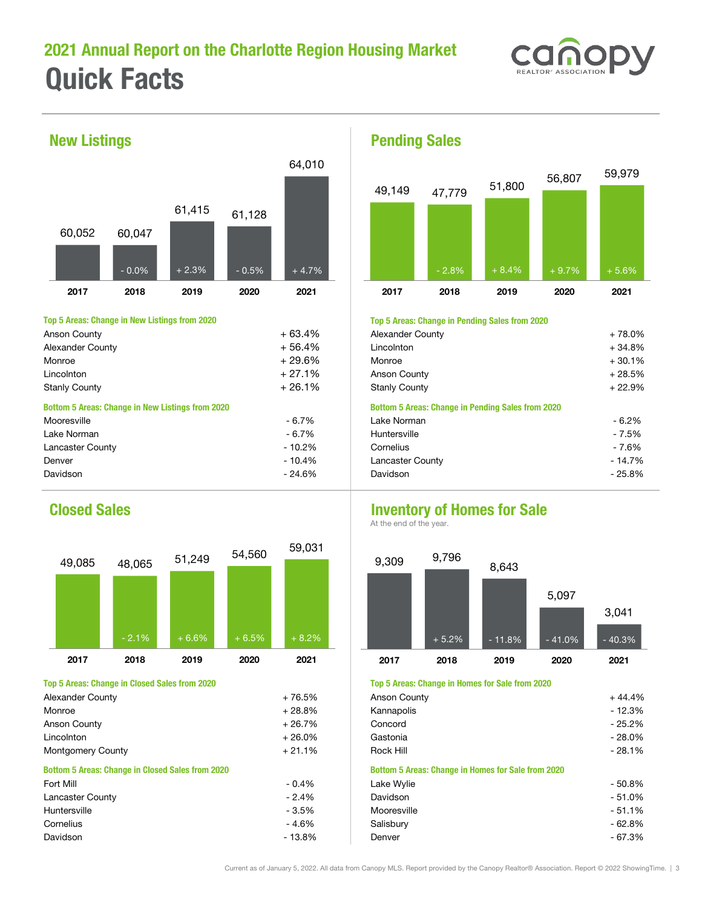## 2021 Annual Report on the Charlotte Region Housing Market

# Quick Facts

## New Listings

| | 2017 | 2018 | 2019 | 2020 | 2021 |
|---|---|---|---|---|---|
| New Listings | 60,052 | 60,047 | 61,415 | 61,128 | 64,010 |
| Change | | - 0.0% | + 2.3% | - 0.5% | + 4.7% |

**Top 5 Areas: Change in New Listings from 2020**

| Area | Change |
|---|---|
| Anson County | + 63.4% |
| Alexander County | + 56.4% |
| Monroe | + 29.6% |
| Lincolnton | + 27.1% |
| Stanly County | + 26.1% |

**Bottom 5 Areas: Change in New Listings from 2020**

| Area | Change |
|---|---|
| Mooresville | - 6.7% |
| Lake Norman | - 6.7% |
| Lancaster County | - 10.2% |
| Denver | - 10.4% |
| Davidson | - 24.6% |

## Pending Sales

| | 2017 | 2018 | 2019 | 2020 | 2021 |
|---|---|---|---|---|---|
| Pending Sales | 49,149 | 47,779 | 51,800 | 56,807 | 59,979 |
| Change | | - 2.8% | + 8.4% | + 9.7% | + 5.6% |

**Top 5 Areas: Change in Pending Sales from 2020**

| Area | Change |
|---|---|
| Alexander County | + 78.0% |
| Lincolnton | + 34.8% |
| Monroe | + 30.1% |
| Anson County | + 28.5% |
| Stanly County | + 22.9% |

**Bottom 5 Areas: Change in Pending Sales from 2020**

| Area | Change |
|---|---|
| Lake Norman | - 6.2% |
| Huntersville | - 7.5% |
| Cornelius | - 7.6% |
| Lancaster County | - 14.7% |
| Davidson | - 25.8% |

## Closed Sales

| | 2017 | 2018 | 2019 | 2020 | 2021 |
|---|---|---|---|---|---|
| Closed Sales | 49,085 | 48,065 | 51,249 | 54,560 | 59,031 |
| Change | | - 2.1% | + 6.6% | + 6.5% | + 8.2% |

**Top 5 Areas: Change in Closed Sales from 2020**

| Area | Change |
|---|---|
| Alexander County | + 76.5% |
| Monroe | + 28.8% |
| Anson County | + 26.7% |
| Lincolnton | + 26.0% |
| Montgomery County | + 21.1% |

**Bottom 5 Areas: Change in Closed Sales from 2020**

| Area | Change |
|---|---|
| Fort Mill | - 0.4% |
| Lancaster County | - 2.4% |
| Huntersville | - 3.5% |
| Cornelius | - 4.6% |
| Davidson | - 13.8% |

## Inventory of Homes for Sale

At the end of the year.

| | 2017 | 2018 | 2019 | 2020 | 2021 |
|---|---|---|---|---|---|
| Inventory | 9,309 | 9,796 | 8,643 | 5,097 | 3,041 |
| Change | | + 5.2% | - 11.8% | - 41.0% | - 40.3% |

**Top 5 Areas: Change in Homes for Sale from 2020**

| Area | Change |
|---|---|
| Anson County | + 44.4% |
| Kannapolis | - 12.3% |
| Concord | - 25.2% |
| Gastonia | - 28.0% |
| Rock Hill | - 28.1% |

**Bottom 5 Areas: Change in Homes for Sale from 2020**

| Area | Change |
|---|---|
| Lake Wylie | - 50.8% |
| Davidson | - 51.0% |
| Mooresville | - 51.1% |
| Salisbury | - 62.8% |
| Denver | - 67.3% |

Current as of January 5, 2022. All data from Canopy MLS. Report provided by the Canopy Realtor® Association. Report © 2022 ShowingTime.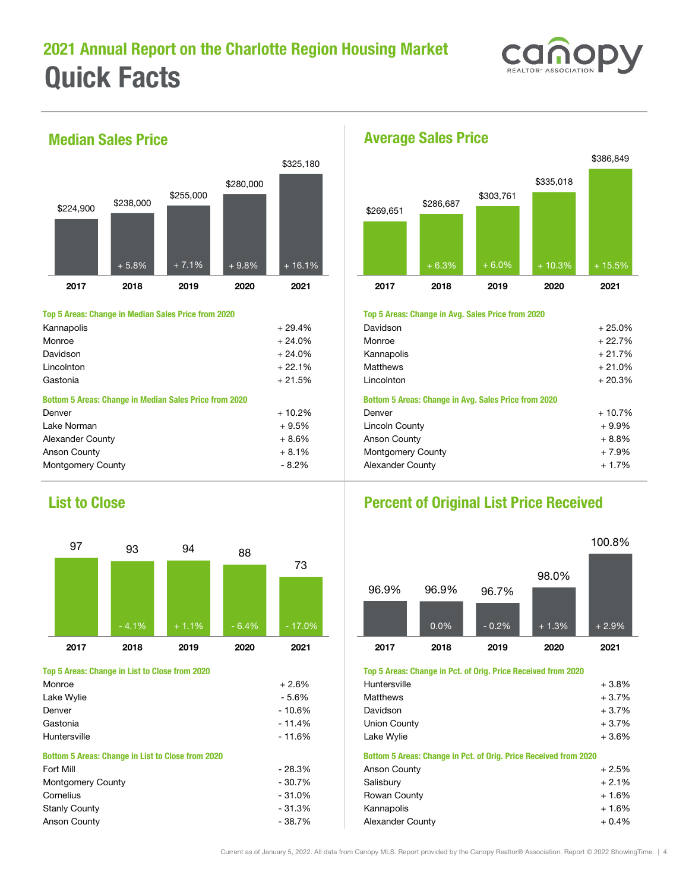# 2021 Annual Report on the Charlotte Region Housing Market

## Quick Facts

### Median Sales Price

| Year | Median Sales Price | Change |
|---|---|---|
| 2017 | $224,900 | |
| 2018 | $238,000 | + 5.8% |
| 2019 | $255,000 | + 7.1% |
| 2020 | $280,000 | + 9.8% |
| 2021 | $325,180 | + 16.1% |

**Top 5 Areas: Change in Median Sales Price from 2020**

| Area | Change |
|---|---|
| Kannapolis | + 29.4% |
| Monroe | + 24.0% |
| Davidson | + 24.0% |
| Lincolnton | + 22.1% |
| Gastonia | + 21.5% |

**Bottom 5 Areas: Change in Median Sales Price from 2020**

| Area | Change |
|---|---|
| Denver | + 10.2% |
| Lake Norman | + 9.5% |
| Alexander County | + 8.6% |
| Anson County | + 8.1% |
| Montgomery County | - 8.2% |

### Average Sales Price

| Year | Average Sales Price | Change |
|---|---|---|
| 2017 | $269,651 | |
| 2018 | $286,687 | + 6.3% |
| 2019 | $303,761 | + 6.0% |
| 2020 | $335,018 | + 10.3% |
| 2021 | $386,849 | + 15.5% |

**Top 5 Areas: Change in Avg. Sales Price from 2020**

| Area | Change |
|---|---|
| Davidson | + 25.0% |
| Monroe | + 22.7% |
| Kannapolis | + 21.7% |
| Matthews | + 21.0% |
| Lincolnton | + 20.3% |

**Bottom 5 Areas: Change in Avg. Sales Price from 2020**

| Area | Change |
|---|---|
| Denver | + 10.7% |
| Lincoln County | + 9.9% |
| Anson County | + 8.8% |
| Montgomery County | + 7.9% |
| Alexander County | + 1.7% |

### List to Close

| Year | List to Close | Change |
|---|---|---|
| 2017 | 97 | |
| 2018 | 93 | - 4.1% |
| 2019 | 94 | + 1.1% |
| 2020 | 88 | - 6.4% |
| 2021 | 73 | - 17.0% |

**Top 5 Areas: Change in List to Close from 2020**

| Area | Change |
|---|---|
| Monroe | + 2.6% |
| Lake Wylie | - 5.6% |
| Denver | - 10.6% |
| Gastonia | - 11.4% |
| Huntersville | - 11.6% |

**Bottom 5 Areas: Change in List to Close from 2020**

| Area | Change |
|---|---|
| Fort Mill | - 28.3% |
| Montgomery County | - 30.7% |
| Cornelius | - 31.0% |
| Stanly County | - 31.3% |
| Anson County | - 38.7% |

### Percent of Original List Price Received

| Year | Pct. of Orig. Price Received | Change |
|---|---|---|
| 2017 | 96.9% | |
| 2018 | 96.9% | 0.0% |
| 2019 | 96.7% | - 0.2% |
| 2020 | 98.0% | + 1.3% |
| 2021 | 100.8% | + 2.9% |

**Top 5 Areas: Change in Pct. of Orig. Price Received from 2020**

| Area | Change |
|---|---|
| Huntersville | + 3.8% |
| Matthews | + 3.7% |
| Davidson | + 3.7% |
| Union County | + 3.7% |
| Lake Wylie | + 3.6% |

**Bottom 5 Areas: Change in Pct. of Orig. Price Received from 2020**

| Area | Change |
|---|---|
| Anson County | + 2.5% |
| Salisbury | + 2.1% |
| Rowan County | + 1.6% |
| Kannapolis | + 1.6% |
| Alexander County | + 0.4% |

Current as of January 5, 2022. All data from Canopy MLS. Report provided by the Canopy Realtor® Association. Report © 2022 ShowingTime.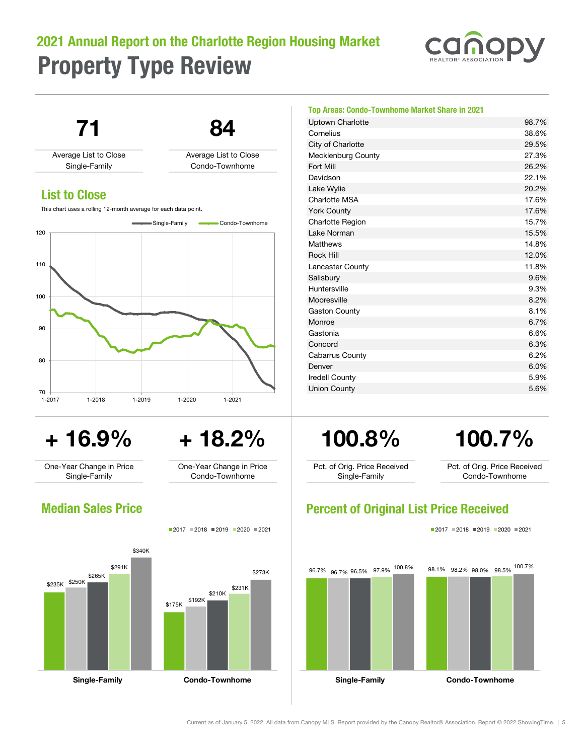# 2021 Annual Report on the Charlotte Region Housing Market

## Property Type Review

**71**

Average List to Close
Single-Family

**84**

Average List to Close
Condo-Townhome

### List to Close

This chart uses a rolling 12-month average for each data point.

### Top Areas: Condo-Townhome Market Share in 2021

| Area | Share |
|---|---|
| Uptown Charlotte | 98.7% |
| Cornelius | 38.6% |
| City of Charlotte | 29.5% |
| Mecklenburg County | 27.3% |
| Fort Mill | 26.2% |
| Davidson | 22.1% |
| Lake Wylie | 20.2% |
| Charlotte MSA | 17.6% |
| York County | 17.6% |
| Charlotte Region | 15.7% |
| Lake Norman | 15.5% |
| Matthews | 14.8% |
| Rock Hill | 12.0% |
| Lancaster County | 11.8% |
| Salisbury | 9.6% |
| Huntersville | 9.3% |
| Mooresville | 8.2% |
| Gaston County | 8.1% |
| Monroe | 6.7% |
| Gastonia | 6.6% |
| Concord | 6.3% |
| Cabarrus County | 6.2% |
| Denver | 6.0% |
| Iredell County | 5.9% |
| Union County | 5.6% |

**+ 16.9%**

One-Year Change in Price
Single-Family

**+ 18.2%**

One-Year Change in Price
Condo-Townhome

**100.8%**

Pct. of Orig. Price Received
Single-Family

**100.7%**

Pct. of Orig. Price Received
Condo-Townhome

### Median Sales Price

| | 2017 | 2018 | 2019 | 2020 | 2021 |
|---|---|---|---|---|---|
| Single-Family | $235K | $250K | $265K | $291K | $340K |
| Condo-Townhome | $175K | $192K | $210K | $231K | $273K |

### Percent of Original List Price Received

| | 2017 | 2018 | 2019 | 2020 | 2021 |
|---|---|---|---|---|---|
| Single-Family | 96.7% | 96.7% | 96.5% | 97.9% | 100.8% |
| Condo-Townhome | 98.1% | 98.2% | 98.0% | 98.5% | 100.7% |

Current as of January 5, 2022. All data from Canopy MLS. Report provided by the Canopy Realtor® Association. Report © 2022 ShowingTime.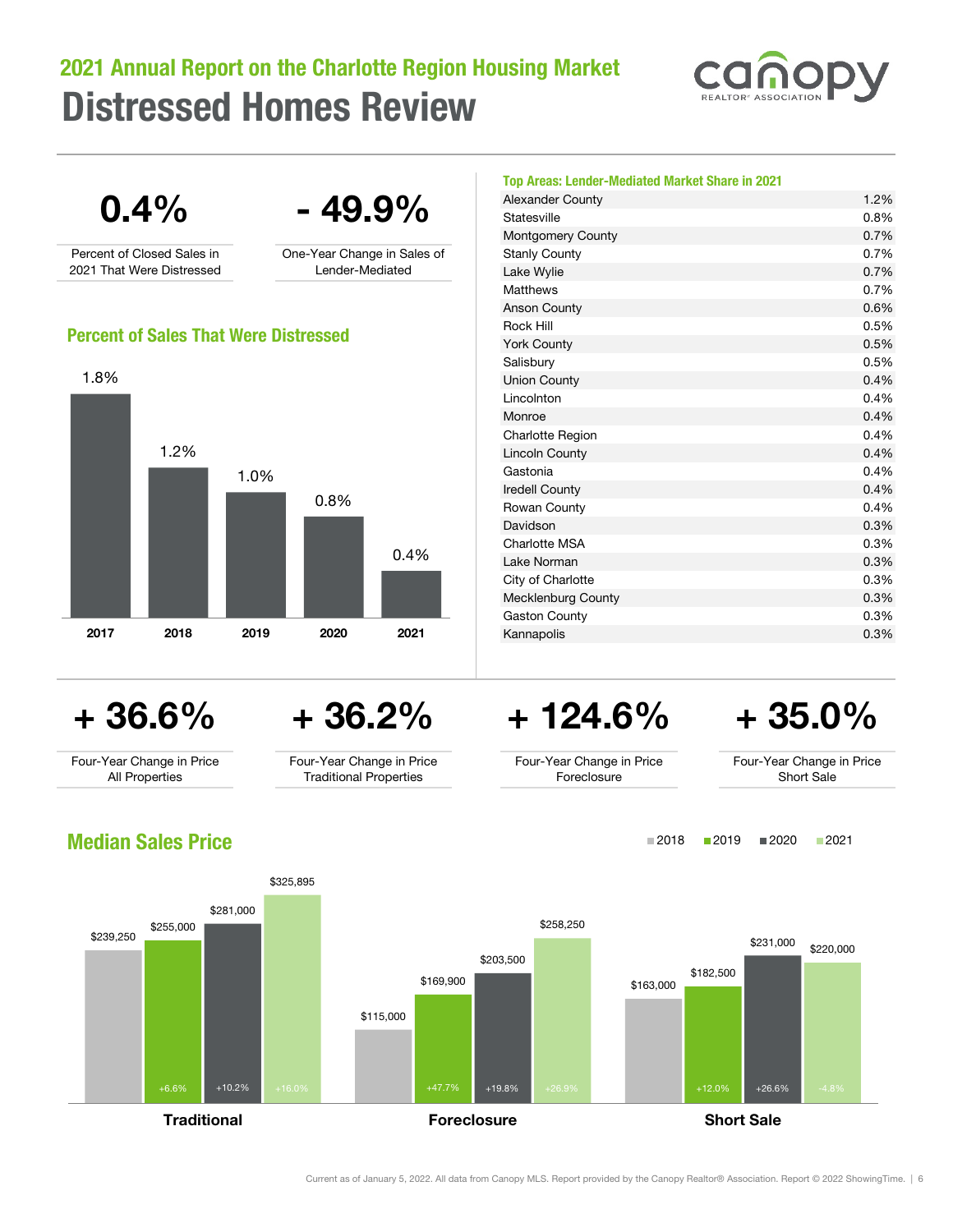## 2021 Annual Report on the Charlotte Region Housing Market

# Distressed Homes Review

**0.4%**
Percent of Closed Sales in 2021 That Were Distressed

**- 49.9%**
One-Year Change in Sales of Lender-Mediated

### Percent of Sales That Were Distressed

| Year | Percent |
| --- | --- |
| 2017 | 1.8% |
| 2018 | 1.2% |
| 2019 | 1.0% |
| 2020 | 0.8% |
| 2021 | 0.4% |

### Top Areas: Lender-Mediated Market Share in 2021

| Area | Share |
| --- | --- |
| Alexander County | 1.2% |
| Statesville | 0.8% |
| Montgomery County | 0.7% |
| Stanly County | 0.7% |
| Lake Wylie | 0.7% |
| Matthews | 0.7% |
| Anson County | 0.6% |
| Rock Hill | 0.5% |
| York County | 0.5% |
| Salisbury | 0.5% |
| Union County | 0.4% |
| Lincolnton | 0.4% |
| Monroe | 0.4% |
| Charlotte Region | 0.4% |
| Lincoln County | 0.4% |
| Gastonia | 0.4% |
| Iredell County | 0.4% |
| Rowan County | 0.4% |
| Davidson | 0.3% |
| Charlotte MSA | 0.3% |
| Lake Norman | 0.3% |
| City of Charlotte | 0.3% |
| Mecklenburg County | 0.3% |
| Gaston County | 0.3% |
| Kannapolis | 0.3% |

**+ 36.6%**
Four-Year Change in Price All Properties

**+ 36.2%**
Four-Year Change in Price Traditional Properties

**+ 124.6%**
Four-Year Change in Price Foreclosure

**+ 35.0%**
Four-Year Change in Price Short Sale

### Median Sales Price

| | 2018 | 2019 | 2020 | 2021 |
| --- | --- | --- | --- | --- |
| Traditional | $239,250 | $255,000 (+6.6%) | $281,000 (+10.2%) | $325,895 (+16.0%) |
| Foreclosure | $115,000 | $169,900 (+47.7%) | $203,500 (+19.8%) | $258,250 (+26.9%) |
| Short Sale | $163,000 | $182,500 (+12.0%) | $231,000 (+26.6%) | $220,000 (-4.8%) |

Current as of January 5, 2022. All data from Canopy MLS. Report provided by the Canopy Realtor® Association. Report © 2022 ShowingTime.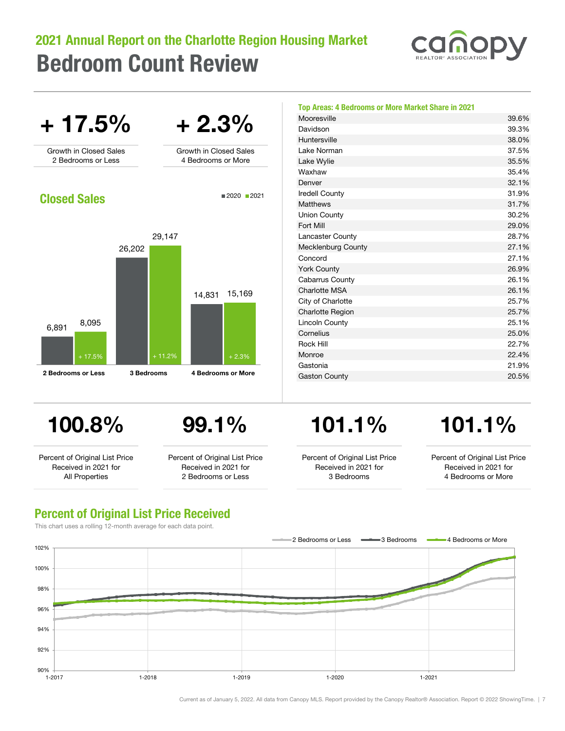## 2021 Annual Report on the Charlotte Region Housing Market

# Bedroom Count Review

**+ 17.5%**

Growth in Closed Sales 2 Bedrooms or Less

**+ 2.3%**

Growth in Closed Sales 4 Bedrooms or More

### Closed Sales

| | 2020 | 2021 | Change |
|---|---|---|---|
| 2 Bedrooms or Less | 6,891 | 8,095 | + 17.5% |
| 3 Bedrooms | 26,202 | 29,147 | + 11.2% |
| 4 Bedrooms or More | 14,831 | 15,169 | + 2.3% |

### Top Areas: 4 Bedrooms or More Market Share in 2021

| Area | Share |
|---|---|
| Mooresville | 39.6% |
| Davidson | 39.3% |
| Huntersville | 38.0% |
| Lake Norman | 37.5% |
| Lake Wylie | 35.5% |
| Waxhaw | 35.4% |
| Denver | 32.1% |
| Iredell County | 31.9% |
| Matthews | 31.7% |
| Union County | 30.2% |
| Fort Mill | 29.0% |
| Lancaster County | 28.7% |
| Mecklenburg County | 27.1% |
| Concord | 27.1% |
| York County | 26.9% |
| Cabarrus County | 26.1% |
| Charlotte MSA | 26.1% |
| City of Charlotte | 25.7% |
| Charlotte Region | 25.7% |
| Lincoln County | 25.1% |
| Cornelius | 25.0% |
| Rock Hill | 22.7% |
| Monroe | 22.4% |
| Gastonia | 21.9% |
| Gaston County | 20.5% |

**100.8%**

Percent of Original List Price Received in 2021 for All Properties

**99.1%**

Percent of Original List Price Received in 2021 for 2 Bedrooms or Less

**101.1%**

Percent of Original List Price Received in 2021 for 3 Bedrooms

**101.1%**

Percent of Original List Price Received in 2021 for 4 Bedrooms or More

### Percent of Original List Price Received

This chart uses a rolling 12-month average for each data point.

Legend: 2 Bedrooms or Less, 3 Bedrooms, 4 Bedrooms or More

Y-axis: 90%, 92%, 94%, 96%, 98%, 100%, 102%

X-axis: 1-2017, 1-2018, 1-2019, 1-2020, 1-2021

Current as of January 5, 2022. All data from Canopy MLS. Report provided by the Canopy Realtor® Association. Report © 2022 ShowingTime.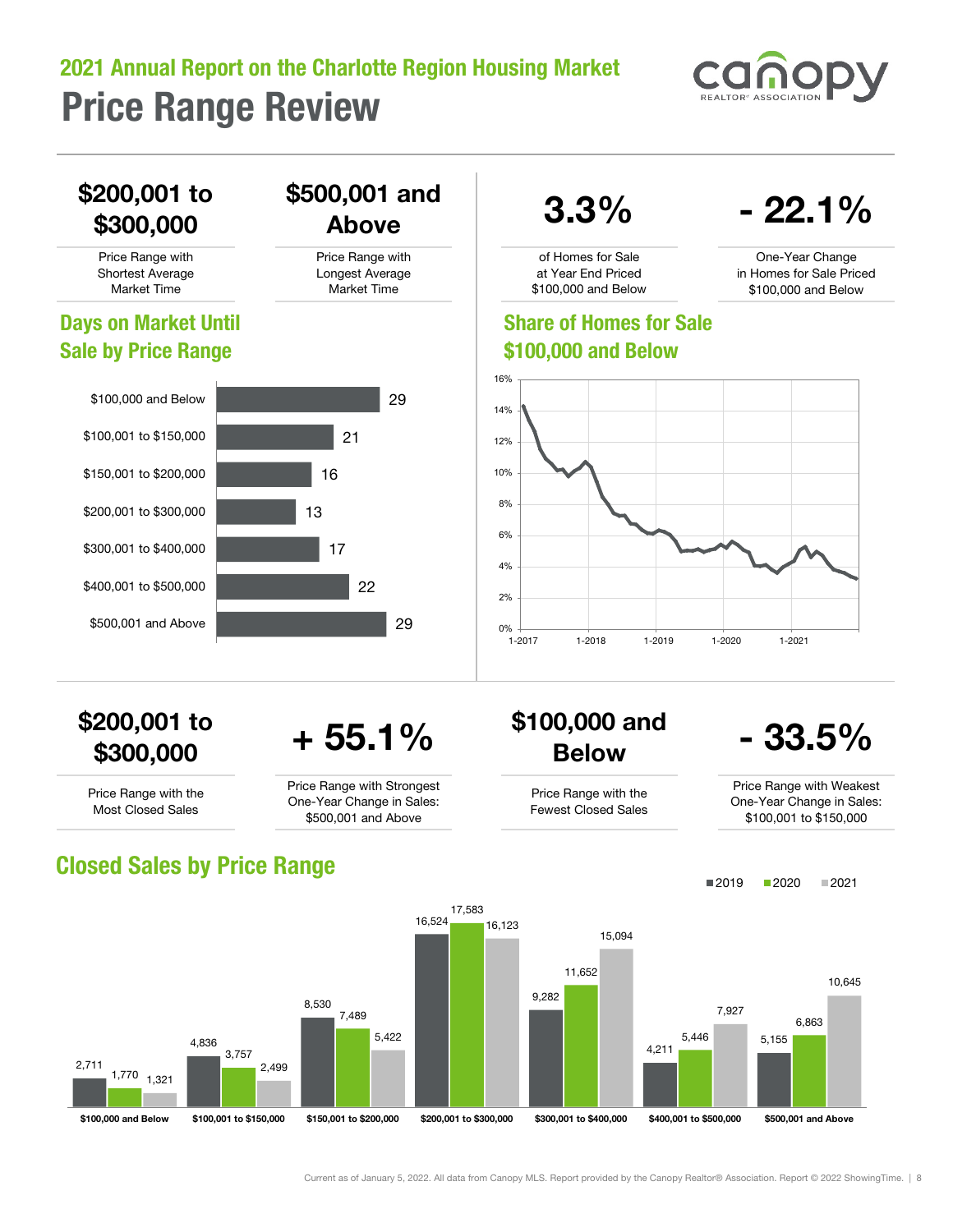## 2021 Annual Report on the Charlotte Region Housing Market

# Price Range Review

**$200,001 to $300,000**

Price Range with Shortest Average Market Time

**$500,001 and Above**

Price Range with Longest Average Market Time

**3.3%**

of Homes for Sale at Year End Priced $100,000 and Below

**- 22.1%**

One-Year Change in Homes for Sale Priced $100,000 and Below

### Days on Market Until Sale by Price Range

| Price Range | Days on Market |
|---|---|
| $100,000 and Below | 29 |
| $100,001 to $150,000 | 21 |
| $150,001 to $200,000 | 16 |
| $200,001 to $300,000 | 13 |
| $300,001 to $400,000 | 17 |
| $400,001 to $500,000 | 22 |
| $500,001 and Above | 29 |

### Share of Homes for Sale $100,000 and Below

**$200,001 to $300,000**

Price Range with the Most Closed Sales

**+ 55.1%**

Price Range with Strongest One-Year Change in Sales: $500,001 and Above

**$100,000 and Below**

Price Range with the Fewest Closed Sales

**- 33.5%**

Price Range with Weakest One-Year Change in Sales: $100,001 to $150,000

### Closed Sales by Price Range

| Price Range | 2019 | 2020 | 2021 |
|---|---|---|---|
| $100,000 and Below | 2,711 | 1,770 | 1,321 |
| $100,001 to $150,000 | 4,836 | 3,757 | 2,499 |
| $150,001 to $200,000 | 8,530 | 7,489 | 5,422 |
| $200,001 to $300,000 | 16,524 | 17,583 | 16,123 |
| $300,001 to $400,000 | 9,282 | 11,652 | 15,094 |
| $400,001 to $500,000 | 4,211 | 5,446 | 7,927 |
| $500,001 and Above | 5,155 | 6,863 | 10,645 |

Current as of January 5, 2022. All data from Canopy MLS. Report provided by the Canopy Realtor® Association. Report © 2022 ShowingTime.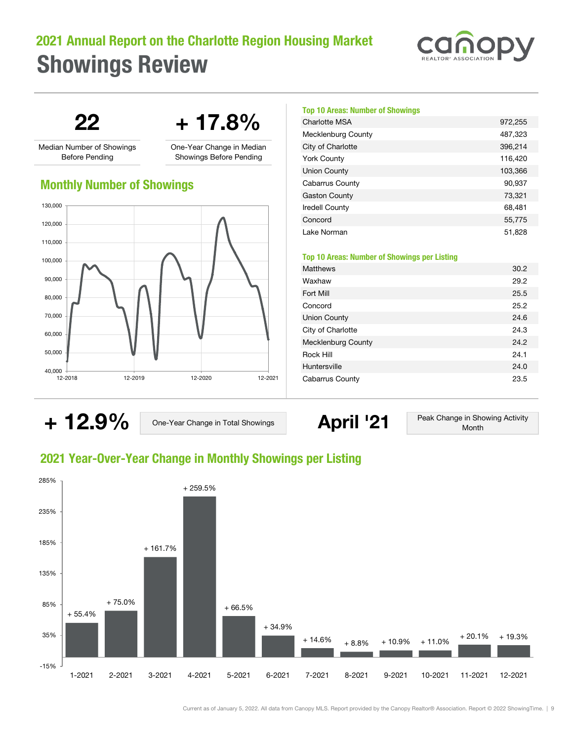# 2021 Annual Report on the Charlotte Region Housing Market

## Showings Review

**22**

Median Number of Showings Before Pending

**+ 17.8%**

One-Year Change in Median Showings Before Pending

### Monthly Number of Showings

### Top 10 Areas: Number of Showings

| Area | Showings |
|---|---|
| Charlotte MSA | 972,255 |
| Mecklenburg County | 487,323 |
| City of Charlotte | 396,214 |
| York County | 116,420 |
| Union County | 103,366 |
| Cabarrus County | 90,937 |
| Gaston County | 73,321 |
| Iredell County | 68,481 |
| Concord | 55,775 |
| Lake Norman | 51,828 |

### Top 10 Areas: Number of Showings per Listing

| Area | Showings per Listing |
|---|---|
| Matthews | 30.2 |
| Waxhaw | 29.2 |
| Fort Mill | 25.5 |
| Concord | 25.2 |
| Union County | 24.6 |
| City of Charlotte | 24.3 |
| Mecklenburg County | 24.2 |
| Rock Hill | 24.1 |
| Huntersville | 24.0 |
| Cabarrus County | 23.5 |

**+ 12.9%** One-Year Change in Total Showings

**April '21** Peak Change in Showing Activity Month

### 2021 Year-Over-Year Change in Monthly Showings per Listing

| Month | Change |
|---|---|
| 1-2021 | + 55.4% |
| 2-2021 | + 75.0% |
| 3-2021 | + 161.7% |
| 4-2021 | + 259.5% |
| 5-2021 | + 66.5% |
| 6-2021 | + 34.9% |
| 7-2021 | + 14.6% |
| 8-2021 | + 8.8% |
| 9-2021 | + 10.9% |
| 10-2021 | + 11.0% |
| 11-2021 | + 20.1% |
| 12-2021 | + 19.3% |

Current as of January 5, 2022. All data from Canopy MLS. Report provided by the Canopy Realtor® Association. Report © 2022 ShowingTime.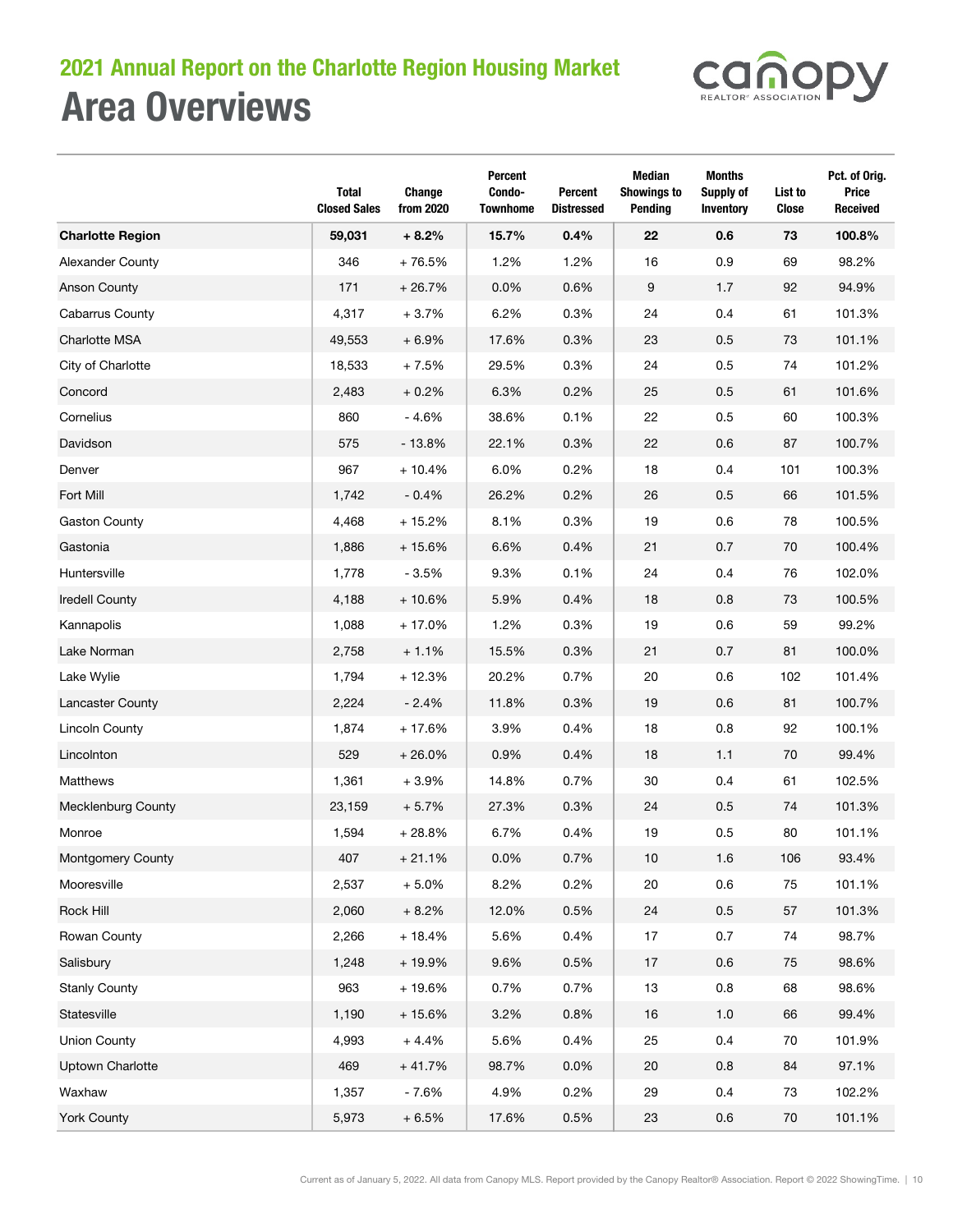## 2021 Annual Report on the Charlotte Region Housing Market

# Area Overviews

| | Total Closed Sales | Change from 2020 | Percent Condo-Townhome | Percent Distressed | Median Showings to Pending | Months Supply of Inventory | List to Close | Pct. of Orig. Price Received |
|---|---|---|---|---|---|---|---|---|
| **Charlotte Region** | **59,031** | **+ 8.2%** | **15.7%** | **0.4%** | **22** | **0.6** | **73** | **100.8%** |
| Alexander County | 346 | + 76.5% | 1.2% | 1.2% | 16 | 0.9 | 69 | 98.2% |
| Anson County | 171 | + 26.7% | 0.0% | 0.6% | 9 | 1.7 | 92 | 94.9% |
| Cabarrus County | 4,317 | + 3.7% | 6.2% | 0.3% | 24 | 0.4 | 61 | 101.3% |
| Charlotte MSA | 49,553 | + 6.9% | 17.6% | 0.3% | 23 | 0.5 | 73 | 101.1% |
| City of Charlotte | 18,533 | + 7.5% | 29.5% | 0.3% | 24 | 0.5 | 74 | 101.2% |
| Concord | 2,483 | + 0.2% | 6.3% | 0.2% | 25 | 0.5 | 61 | 101.6% |
| Cornelius | 860 | - 4.6% | 38.6% | 0.1% | 22 | 0.5 | 60 | 100.3% |
| Davidson | 575 | - 13.8% | 22.1% | 0.3% | 22 | 0.6 | 87 | 100.7% |
| Denver | 967 | + 10.4% | 6.0% | 0.2% | 18 | 0.4 | 101 | 100.3% |
| Fort Mill | 1,742 | - 0.4% | 26.2% | 0.2% | 26 | 0.5 | 66 | 101.5% |
| Gaston County | 4,468 | + 15.2% | 8.1% | 0.3% | 19 | 0.6 | 78 | 100.5% |
| Gastonia | 1,886 | + 15.6% | 6.6% | 0.4% | 21 | 0.7 | 70 | 100.4% |
| Huntersville | 1,778 | - 3.5% | 9.3% | 0.1% | 24 | 0.4 | 76 | 102.0% |
| Iredell County | 4,188 | + 10.6% | 5.9% | 0.4% | 18 | 0.8 | 73 | 100.5% |
| Kannapolis | 1,088 | + 17.0% | 1.2% | 0.3% | 19 | 0.6 | 59 | 99.2% |
| Lake Norman | 2,758 | + 1.1% | 15.5% | 0.3% | 21 | 0.7 | 81 | 100.0% |
| Lake Wylie | 1,794 | + 12.3% | 20.2% | 0.7% | 20 | 0.6 | 102 | 101.4% |
| Lancaster County | 2,224 | - 2.4% | 11.8% | 0.3% | 19 | 0.6 | 81 | 100.7% |
| Lincoln County | 1,874 | + 17.6% | 3.9% | 0.4% | 18 | 0.8 | 92 | 100.1% |
| Lincolnton | 529 | + 26.0% | 0.9% | 0.4% | 18 | 1.1 | 70 | 99.4% |
| Matthews | 1,361 | + 3.9% | 14.8% | 0.7% | 30 | 0.4 | 61 | 102.5% |
| Mecklenburg County | 23,159 | + 5.7% | 27.3% | 0.3% | 24 | 0.5 | 74 | 101.3% |
| Monroe | 1,594 | + 28.8% | 6.7% | 0.4% | 19 | 0.5 | 80 | 101.1% |
| Montgomery County | 407 | + 21.1% | 0.0% | 0.7% | 10 | 1.6 | 106 | 93.4% |
| Mooresville | 2,537 | + 5.0% | 8.2% | 0.2% | 20 | 0.6 | 75 | 101.1% |
| Rock Hill | 2,060 | + 8.2% | 12.0% | 0.5% | 24 | 0.5 | 57 | 101.3% |
| Rowan County | 2,266 | + 18.4% | 5.6% | 0.4% | 17 | 0.7 | 74 | 98.7% |
| Salisbury | 1,248 | + 19.9% | 9.6% | 0.5% | 17 | 0.6 | 75 | 98.6% |
| Stanly County | 963 | + 19.6% | 0.7% | 0.7% | 13 | 0.8 | 68 | 98.6% |
| Statesville | 1,190 | + 15.6% | 3.2% | 0.8% | 16 | 1.0 | 66 | 99.4% |
| Union County | 4,993 | + 4.4% | 5.6% | 0.4% | 25 | 0.4 | 70 | 101.9% |
| Uptown Charlotte | 469 | + 41.7% | 98.7% | 0.0% | 20 | 0.8 | 84 | 97.1% |
| Waxhaw | 1,357 | - 7.6% | 4.9% | 0.2% | 29 | 0.4 | 73 | 102.2% |
| York County | 5,973 | + 6.5% | 17.6% | 0.5% | 23 | 0.6 | 70 | 101.1% |

Current as of January 5, 2022. All data from Canopy MLS. Report provided by the Canopy Realtor® Association. Report © 2022 ShowingTime.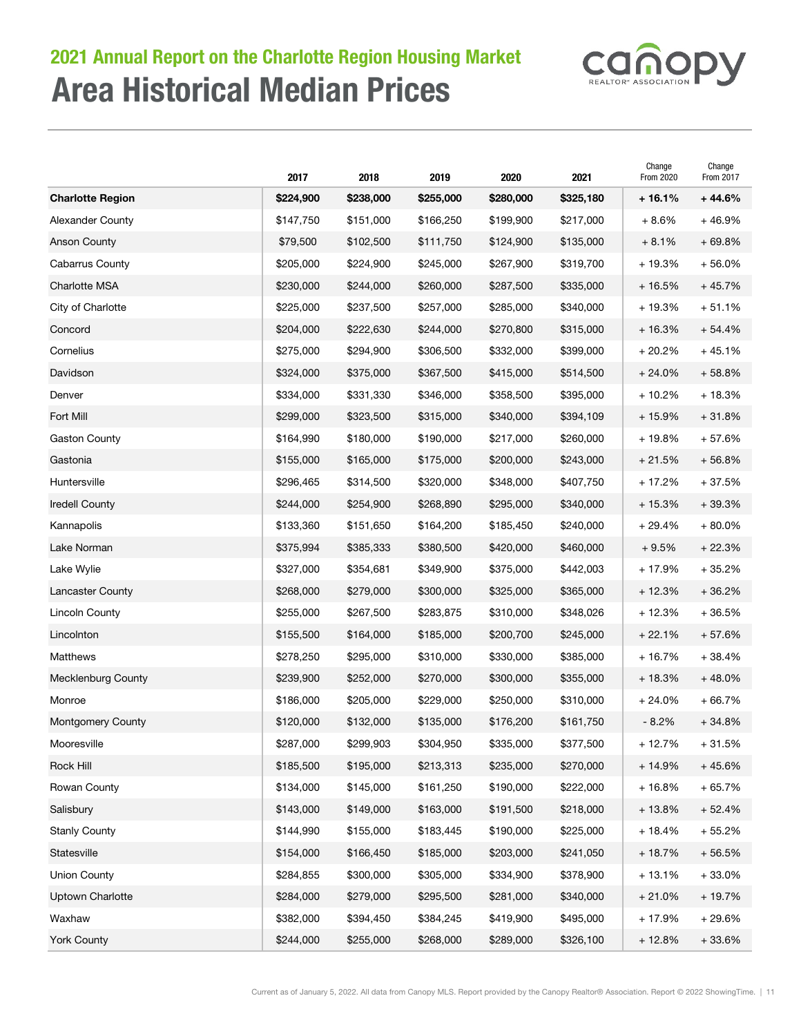## 2021 Annual Report on the Charlotte Region Housing Market

# Area Historical Median Prices

| | 2017 | 2018 | 2019 | 2020 | 2021 | Change From 2020 | Change From 2017 |
|---|---|---|---|---|---|---|---|
| **Charlotte Region** | **$224,900** | **$238,000** | **$255,000** | **$280,000** | **$325,180** | **+ 16.1%** | **+ 44.6%** |
| Alexander County | $147,750 | $151,000 | $166,250 | $199,900 | $217,000 | + 8.6% | + 46.9% |
| Anson County | $79,500 | $102,500 | $111,750 | $124,900 | $135,000 | + 8.1% | + 69.8% |
| Cabarrus County | $205,000 | $224,900 | $245,000 | $267,900 | $319,700 | + 19.3% | + 56.0% |
| Charlotte MSA | $230,000 | $244,000 | $260,000 | $287,500 | $335,000 | + 16.5% | + 45.7% |
| City of Charlotte | $225,000 | $237,500 | $257,000 | $285,000 | $340,000 | + 19.3% | + 51.1% |
| Concord | $204,000 | $222,630 | $244,000 | $270,800 | $315,000 | + 16.3% | + 54.4% |
| Cornelius | $275,000 | $294,900 | $306,500 | $332,000 | $399,000 | + 20.2% | + 45.1% |
| Davidson | $324,000 | $375,000 | $367,500 | $415,000 | $514,500 | + 24.0% | + 58.8% |
| Denver | $334,000 | $331,330 | $346,000 | $358,500 | $395,000 | + 10.2% | + 18.3% |
| Fort Mill | $299,000 | $323,500 | $315,000 | $340,000 | $394,109 | + 15.9% | + 31.8% |
| Gaston County | $164,990 | $180,000 | $190,000 | $217,000 | $260,000 | + 19.8% | + 57.6% |
| Gastonia | $155,000 | $165,000 | $175,000 | $200,000 | $243,000 | + 21.5% | + 56.8% |
| Huntersville | $296,465 | $314,500 | $320,000 | $348,000 | $407,750 | + 17.2% | + 37.5% |
| Iredell County | $244,000 | $254,900 | $268,890 | $295,000 | $340,000 | + 15.3% | + 39.3% |
| Kannapolis | $133,360 | $151,650 | $164,200 | $185,450 | $240,000 | + 29.4% | + 80.0% |
| Lake Norman | $375,994 | $385,333 | $380,500 | $420,000 | $460,000 | + 9.5% | + 22.3% |
| Lake Wylie | $327,000 | $354,681 | $349,900 | $375,000 | $442,003 | + 17.9% | + 35.2% |
| Lancaster County | $268,000 | $279,000 | $300,000 | $325,000 | $365,000 | + 12.3% | + 36.2% |
| Lincoln County | $255,000 | $267,500 | $283,875 | $310,000 | $348,026 | + 12.3% | + 36.5% |
| Lincolnton | $155,500 | $164,000 | $185,000 | $200,700 | $245,000 | + 22.1% | + 57.6% |
| Matthews | $278,250 | $295,000 | $310,000 | $330,000 | $385,000 | + 16.7% | + 38.4% |
| Mecklenburg County | $239,900 | $252,000 | $270,000 | $300,000 | $355,000 | + 18.3% | + 48.0% |
| Monroe | $186,000 | $205,000 | $229,000 | $250,000 | $310,000 | + 24.0% | + 66.7% |
| Montgomery County | $120,000 | $132,000 | $135,000 | $176,200 | $161,750 | - 8.2% | + 34.8% |
| Mooresville | $287,000 | $299,903 | $304,950 | $335,000 | $377,500 | + 12.7% | + 31.5% |
| Rock Hill | $185,500 | $195,000 | $213,313 | $235,000 | $270,000 | + 14.9% | + 45.6% |
| Rowan County | $134,000 | $145,000 | $161,250 | $190,000 | $222,000 | + 16.8% | + 65.7% |
| Salisbury | $143,000 | $149,000 | $163,000 | $191,500 | $218,000 | + 13.8% | + 52.4% |
| Stanly County | $144,990 | $155,000 | $183,445 | $190,000 | $225,000 | + 18.4% | + 55.2% |
| Statesville | $154,000 | $166,450 | $185,000 | $203,000 | $241,050 | + 18.7% | + 56.5% |
| Union County | $284,855 | $300,000 | $305,000 | $334,900 | $378,900 | + 13.1% | + 33.0% |
| Uptown Charlotte | $284,000 | $279,000 | $295,500 | $281,000 | $340,000 | + 21.0% | + 19.7% |
| Waxhaw | $382,000 | $394,450 | $384,245 | $419,900 | $495,000 | + 17.9% | + 29.6% |
| York County | $244,000 | $255,000 | $268,000 | $289,000 | $326,100 | + 12.8% | + 33.6% |

Current as of January 5, 2022. All data from Canopy MLS. Report provided by the Canopy Realtor® Association. Report © 2022 ShowingTime.